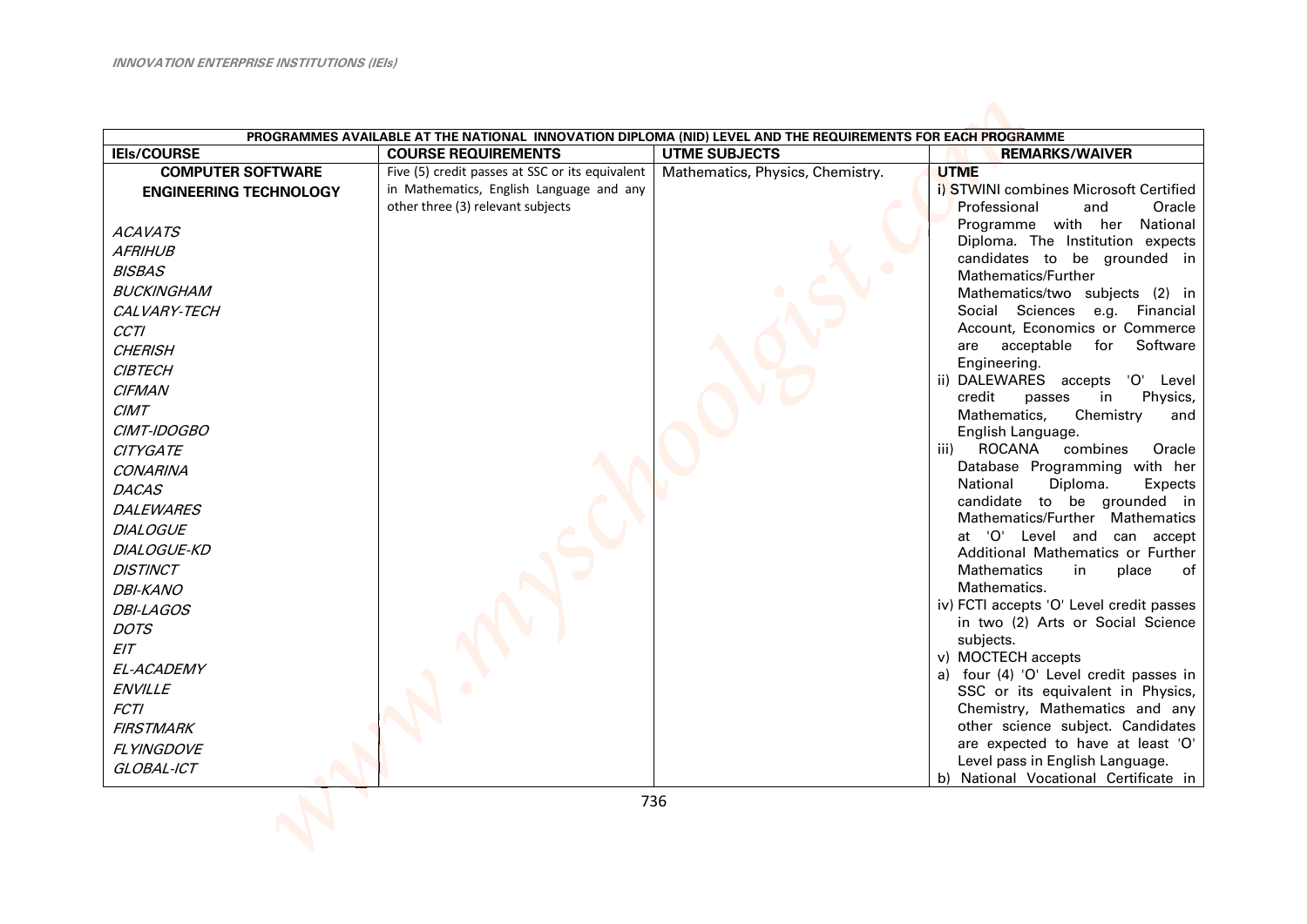*INNOVATION ENTERPRISE INSTITUTIONS (IEIs)*

| PROGRAMMES AVAILABLE AT THE NATIONAL INNOVATION DIPLOMA (NID) LEVEL AND THE REQUIREMENTS FOR EACH PROGRAMME | | | |
|---|---|---|---|
| **IEIs/COURSE** | **COURSE REQUIREMENTS** | **UTME SUBJECTS** | **REMARKS/WAIVER** |
| **COMPUTER SOFTWARE ENGINEERING TECHNOLOGY**<br><br>*ACAVATS*<br>*AFRIHUB*<br>*BISBAS*<br>*BUCKINGHAM*<br>*CALVARY-TECH*<br>*CCTI*<br>*CHERISH*<br>*CIBTECH*<br>*CIFMAN*<br>*CIMT*<br>*CIMT-IDOGBO*<br>*CITYGATE*<br>*CONARINA*<br>*DACAS*<br>*DALEWARES*<br>*DIALOGUE*<br>*DIALOGUE-KD*<br>*DISTINCT*<br>*DBI-KANO*<br>*DBI-LAGOS*<br>*DOTS*<br>*EIT*<br>*EL-ACADEMY*<br>*ENVILLE*<br>*FCTI*<br>*FIRSTMARK*<br>*FLYINGDOVE*<br>*GLOBAL-ICT* | Five (5) credit passes at SSC or its equivalent in Mathematics, English Language and any other three (3) relevant subjects | Mathematics, Physics, Chemistry. | **UTME**<br>i) STWINI combines Microsoft Certified Professional and Oracle Programme with her National Diploma. The Institution expects candidates to be grounded in Mathematics/Further Mathematics/two subjects (2) in Social Sciences e.g. Financial Account, Economics or Commerce are acceptable for Software Engineering.<br>ii) DALEWARES accepts 'O' Level credit passes in Physics, Mathematics, Chemistry and English Language.<br>iii) ROCANA combines Oracle Database Programming with her National Diploma. Expects candidate to be grounded in Mathematics/Further Mathematics at 'O' Level and can accept Additional Mathematics or Further Mathematics in place of Mathematics.<br>iv) FCTI accepts 'O' Level credit passes in two (2) Arts or Social Science subjects.<br>v) MOCTECH accepts<br>a) four (4) 'O' Level credit passes in SSC or its equivalent in Physics, Chemistry, Mathematics and any other science subject. Candidates are expected to have at least 'O' Level pass in English Language.<br>b) National Vocational Certificate in |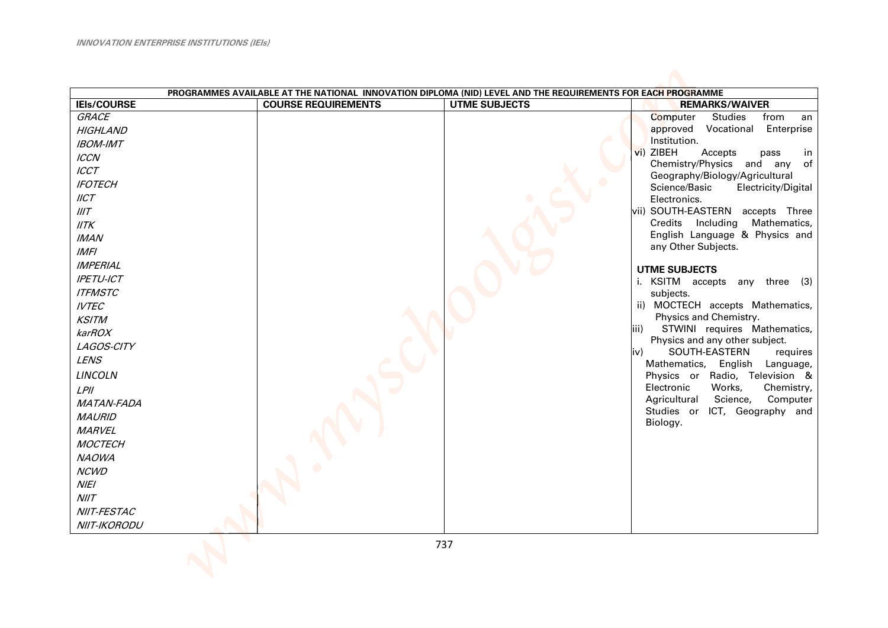| PROGRAMMES AVAILABLE AT THE NATIONAL INNOVATION DIPLOMA (NID) LEVEL AND THE REQUIREMENTS FOR EACH PROGRAMME | | | |
|---|---|---|---|
| **IEIs/COURSE** | **COURSE REQUIREMENTS** | **UTME SUBJECTS** | **REMARKS/WAIVER** |
| *GRACE*<br>*HIGHLAND*<br>*IBOM-IMT*<br>*ICCN*<br>*ICCT*<br>*IFOTECH*<br>*IICT*<br>*IIIT*<br>*IITK*<br>*IMAN*<br>*IMFI*<br>*IMPERIAL*<br>*IPETU-ICT*<br>*ITFMSTC*<br>*IVTEC*<br>*KSITM*<br>*karROX*<br>*LAGOS-CITY*<br>*LENS*<br>*LINCOLN*<br>*LPII*<br>*MATAN-FADA*<br>*MAURID*<br>*MARVEL*<br>*MOCTECH*<br>*NAOWA*<br>*NCWD*<br>*NIEI*<br>*NIIT*<br>*NIIT-FESTAC*<br>*NIIT-IKORODU* | | | Computer Studies from an approved Vocational Enterprise Institution.<br>vi) ZIBEH Accepts pass in Chemistry/Physics and any of Geography/Biology/Agricultural Science/Basic Electricity/Digital Electronics.<br>vii) SOUTH-EASTERN accepts Three Credits Including Mathematics, English Language & Physics and any Other Subjects.<br><br>**UTME SUBJECTS**<br>i. KSITM accepts any three (3) subjects.<br>ii) MOCTECH accepts Mathematics, Physics and Chemistry.<br>iii) STWINI requires Mathematics, Physics and any other subject.<br>iv) SOUTH-EASTERN requires Mathematics, English Language, Physics or Radio, Television & Electronic Works, Chemistry, Agricultural Science, Computer Studies or ICT, Geography and Biology. |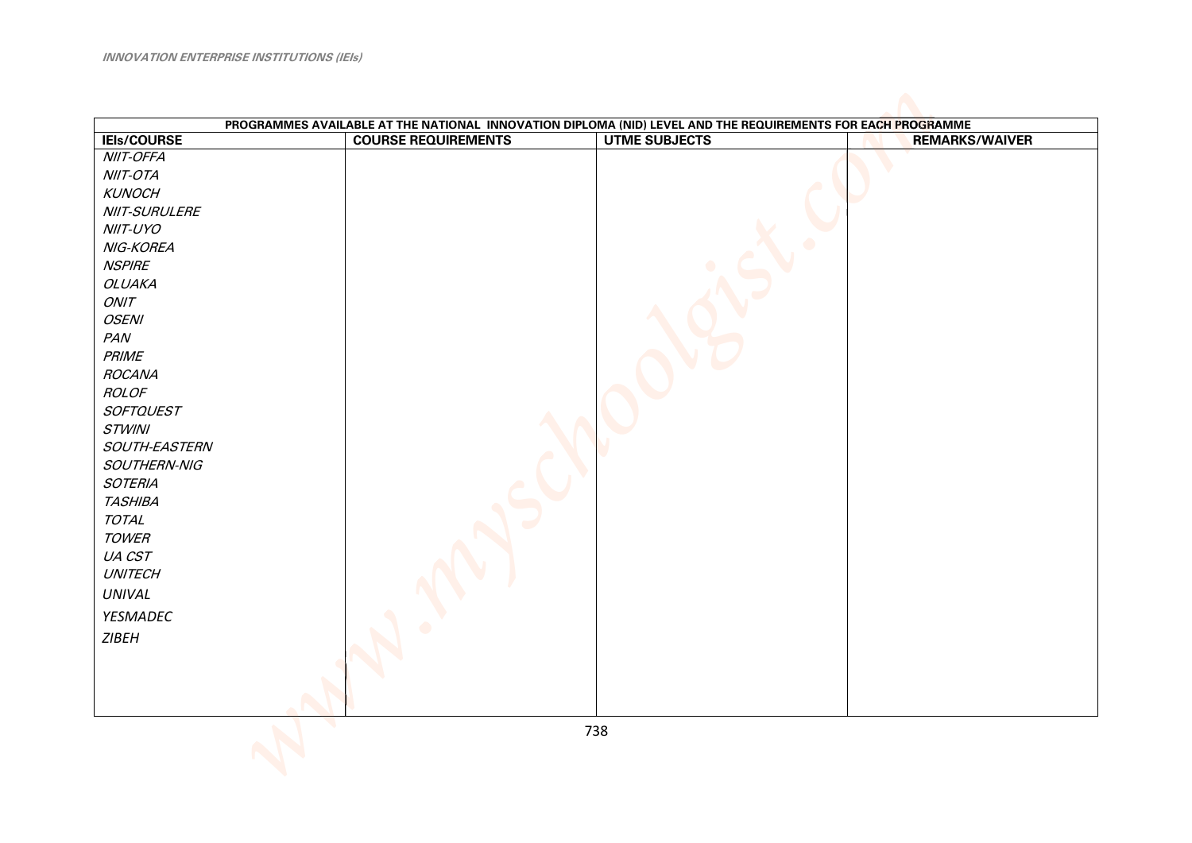| PROGRAMMES AVAILABLE AT THE NATIONAL INNOVATION DIPLOMA (NID) LEVEL AND THE REQUIREMENTS FOR EACH PROGRAMME | | | |
|---|---|---|---|
| **IEIs/COURSE** | **COURSE REQUIREMENTS** | **UTME SUBJECTS** | **REMARKS/WAIVER** |
| *NIIT-OFFA* | | | |
| *NIIT-OTA* | | | |
| *KUNOCH* | | | |
| *NIIT-SURULERE* | | | |
| *NIIT-UYO* | | | |
| *NIG-KOREA* | | | |
| *NSPIRE* | | | |
| *OLUAKA* | | | |
| *ONIT* | | | |
| *OSENI* | | | |
| *PAN* | | | |
| *PRIME* | | | |
| *ROCANA* | | | |
| *ROLOF* | | | |
| *SOFTQUEST* | | | |
| *STWINI* | | | |
| *SOUTH-EASTERN* | | | |
| *SOUTHERN-NIG* | | | |
| *SOTERIA* | | | |
| *TASHIBA* | | | |
| *TOTAL* | | | |
| *TOWER* | | | |
| *UA CST* | | | |
| *UNITECH* | | | |
| *UNIVAL* | | | |
| *YESMADEC* | | | |
| *ZIBEH* | | | |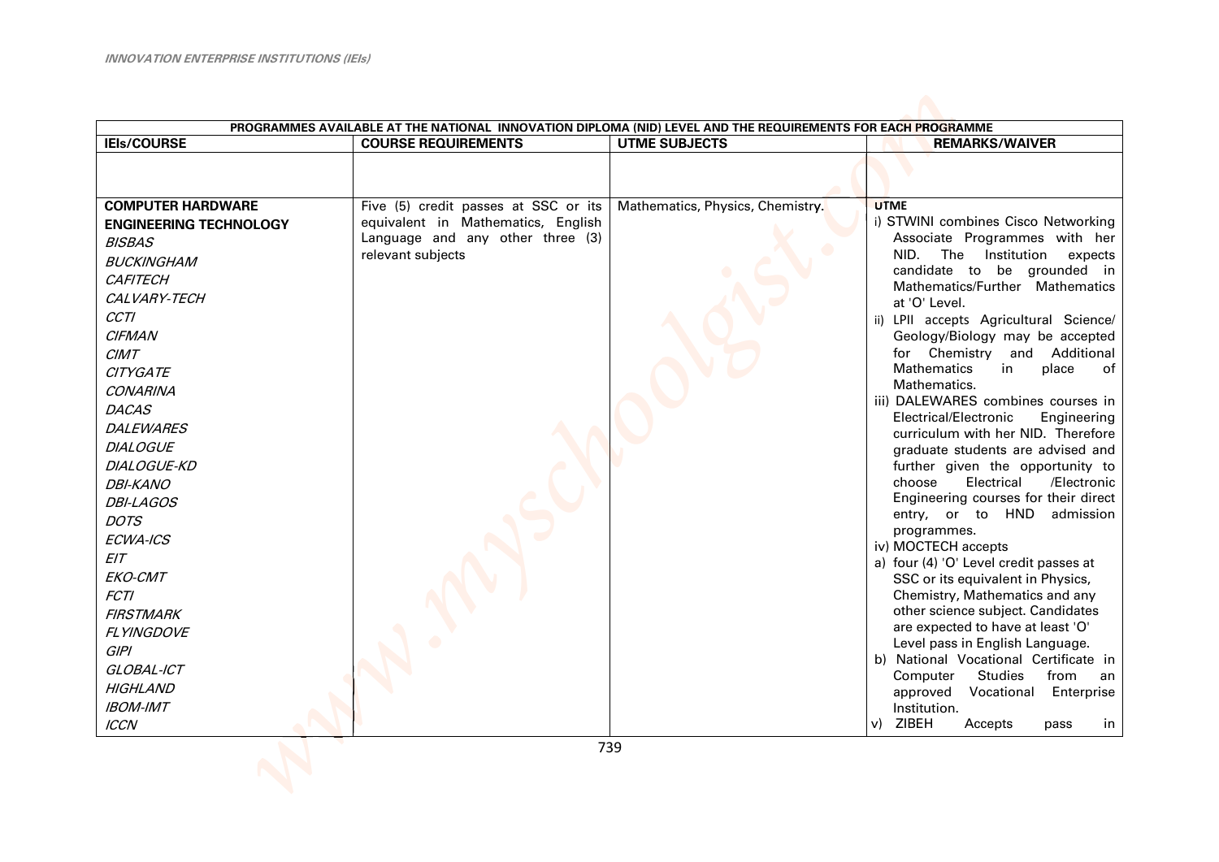| PROGRAMMES AVAILABLE AT THE NATIONAL INNOVATION DIPLOMA (NID) LEVEL AND THE REQUIREMENTS FOR EACH PROGRAMME | | | |
|---|---|---|---|
| **IEIs/COURSE** | **COURSE REQUIREMENTS** | **UTME SUBJECTS** | **REMARKS/WAIVER** |
| | | | |
| **COMPUTER HARDWARE ENGINEERING TECHNOLOGY**<br>*BISBAS*<br>*BUCKINGHAM*<br>*CAFITECH*<br>*CALVARY-TECH*<br>*CCTI*<br>*CIFMAN*<br>*CIMT*<br>*CITYGATE*<br>*CONARINA*<br>*DACAS*<br>*DALEWARES*<br>*DIALOGUE*<br>*DIALOGUE-KD*<br>*DBI-KANO*<br>*DBI-LAGOS*<br>*DOTS*<br>*ECWA-ICS*<br>*EIT*<br>*EKO-CMT*<br>*FCTI*<br>*FIRSTMARK*<br>*FLYINGDOVE*<br>*GIPI*<br>*GLOBAL-ICT*<br>*HIGHLAND*<br>*IBOM-IMT*<br>*ICCN* | Five (5) credit passes at SSC or its equivalent in Mathematics, English Language and any other three (3) relevant subjects | Mathematics, Physics, Chemistry. | **UTME**<br>i) STWINI combines Cisco Networking Associate Programmes with her NID. The Institution expects candidate to be grounded in Mathematics/Further Mathematics at 'O' Level.<br>ii) LPII accepts Agricultural Science/ Geology/Biology may be accepted for Chemistry and Additional Mathematics in place of Mathematics.<br>iii) DALEWARES combines courses in Electrical/Electronic Engineering curriculum with her NID. Therefore graduate students are advised and further given the opportunity to choose Electrical /Electronic Engineering courses for their direct entry, or to HND admission programmes.<br>iv) MOCTECH accepts<br>a) four (4) 'O' Level credit passes at SSC or its equivalent in Physics, Chemistry, Mathematics and any other science subject. Candidates are expected to have at least 'O' Level pass in English Language.<br>b) National Vocational Certificate in Computer Studies from an approved Vocational Enterprise Institution.<br>v) ZIBEH Accepts pass in |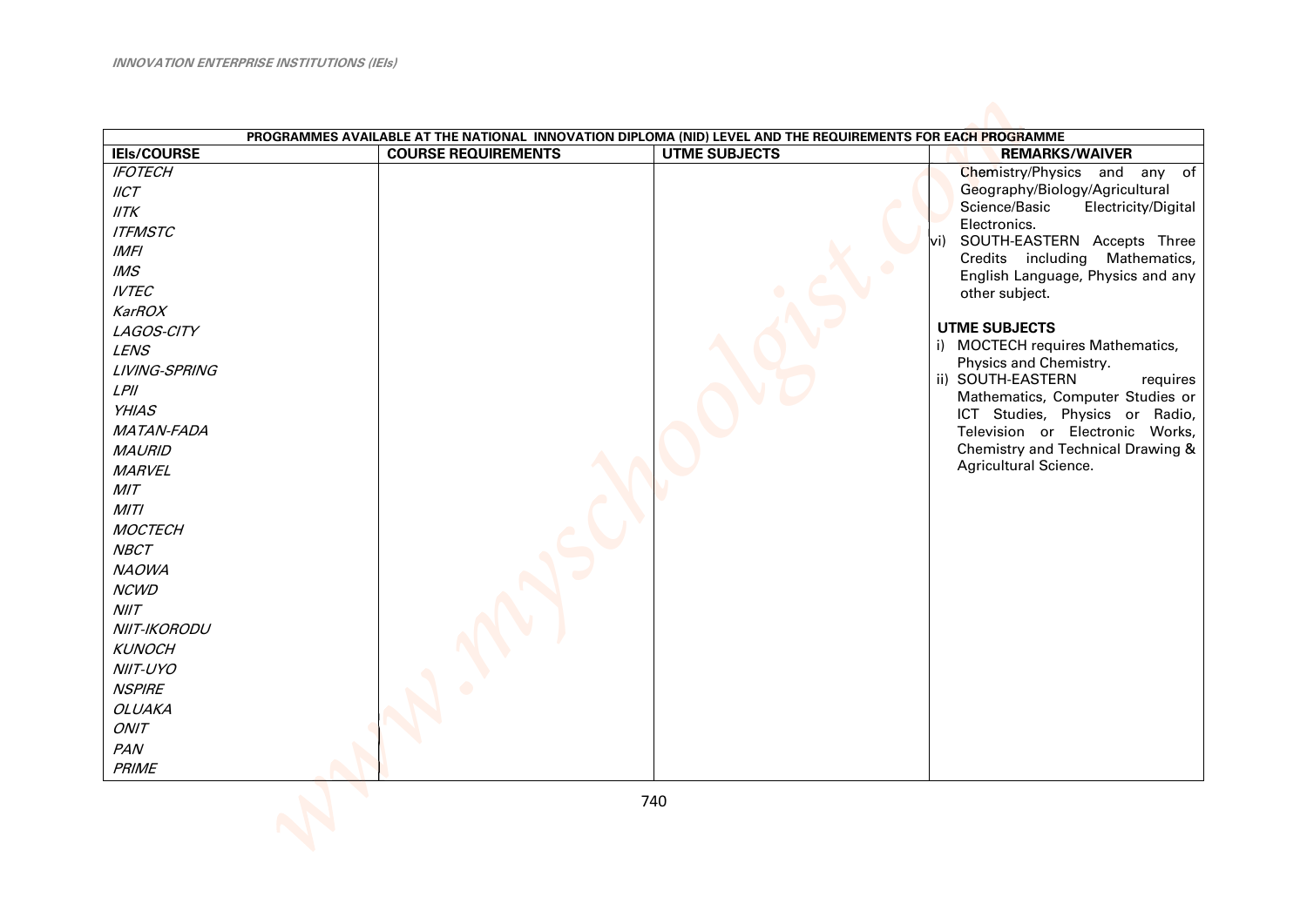| PROGRAMMES AVAILABLE AT THE NATIONAL INNOVATION DIPLOMA (NID) LEVEL AND THE REQUIREMENTS FOR EACH PROGRAMME | | | |
|---|---|---|---|
| **IEIs/COURSE** | **COURSE REQUIREMENTS** | **UTME SUBJECTS** | **REMARKS/WAIVER** |
| *IFOTECH*<br>*IICT*<br>*IITK*<br>*ITFMSTC*<br>*IMFI*<br>*IMS*<br>*IVTEC*<br>*KarROX*<br>*LAGOS-CITY*<br>*LENS*<br>*LIVING-SPRING*<br>*LPII*<br>*YHIAS*<br>*MATAN-FADA*<br>*MAURID*<br>*MARVEL*<br>*MIT*<br>*MITI*<br>*MOCTECH*<br>*NBCT*<br>*NAOWA*<br>*NCWD*<br>*NIIT*<br>*NIIT-IKORODU*<br>*KUNOCH*<br>*NIIT-UYO*<br>*NSPIRE*<br>*OLUAKA*<br>*ONIT*<br>*PAN*<br>*PRIME* | | | Chemistry/Physics and any of Geography/Biology/Agricultural Science/Basic Electricity/Digital Electronics.<br>vi) SOUTH-EASTERN Accepts Three Credits including Mathematics, English Language, Physics and any other subject.<br><br>**UTME SUBJECTS**<br>i) MOCTECH requires Mathematics, Physics and Chemistry.<br>ii) SOUTH-EASTERN requires Mathematics, Computer Studies or ICT Studies, Physics or Radio, Television or Electronic Works, Chemistry and Technical Drawing & Agricultural Science. |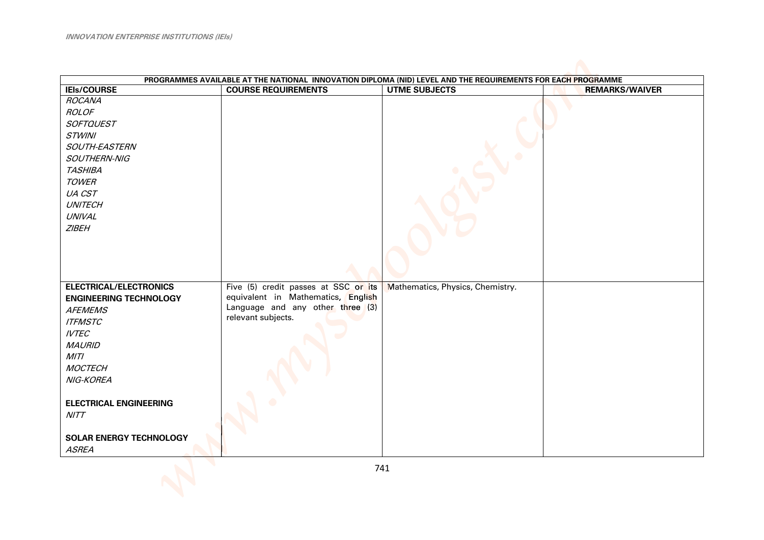| PROGRAMMES AVAILABLE AT THE NATIONAL INNOVATION DIPLOMA (NID) LEVEL AND THE REQUIREMENTS FOR EACH PROGRAMME | | | |
|---|---|---|---|
| **IEIs/COURSE** | **COURSE REQUIREMENTS** | **UTME SUBJECTS** | **REMARKS/WAIVER** |
| *ROCANA*<br>*ROLOF*<br>*SOFTQUEST*<br>*STWINI*<br>*SOUTH-EASTERN*<br>*SOUTHERN-NIG*<br>*TASHIBA*<br>*TOWER*<br>*UA CST*<br>*UNITECH*<br>*UNIVAL*<br>*ZIBEH* | | | |
| **ELECTRICAL/ELECTRONICS ENGINEERING TECHNOLOGY**<br>*AFEMEMS*<br>*ITFMSTC*<br>*IVTEC*<br>*MAURID*<br>*MITI*<br>*MOCTECH*<br>*NIG-KOREA*<br><br>**ELECTRICAL ENGINEERING**<br>*NITT*<br><br>**SOLAR ENERGY TECHNOLOGY**<br>*ASREA* | Five (5) credit passes at SSC or its equivalent in Mathematics, English Language and any other three (3) relevant subjects. | Mathematics, Physics, Chemistry. | |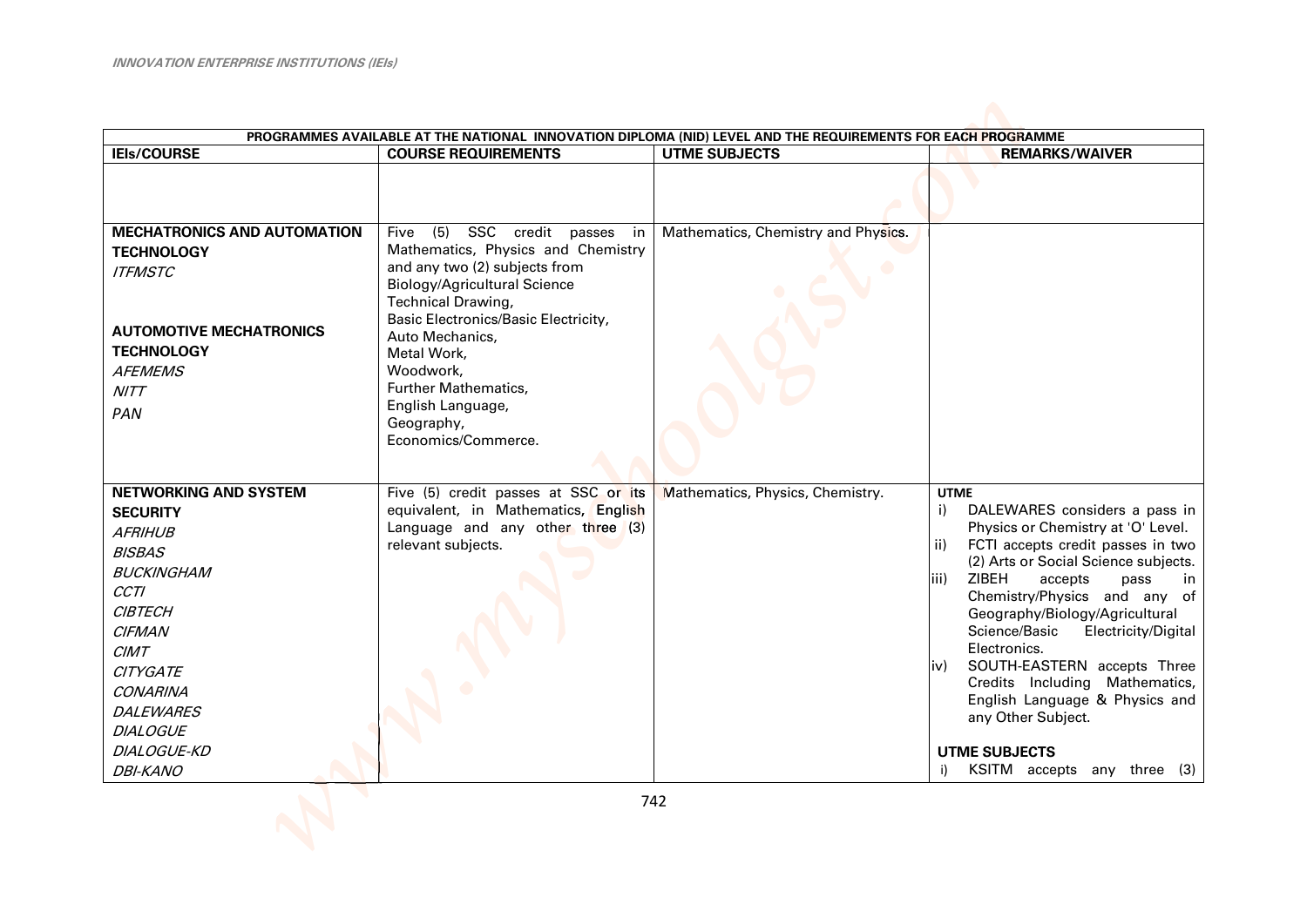*INNOVATION ENTERPRISE INSTITUTIONS (IEIs)*

| PROGRAMMES AVAILABLE AT THE NATIONAL INNOVATION DIPLOMA (NID) LEVEL AND THE REQUIREMENTS FOR EACH PROGRAMME | | | |
|---|---|---|---|
| **IEIs/COURSE** | **COURSE REQUIREMENTS** | **UTME SUBJECTS** | **REMARKS/WAIVER** |
| | | | |
| **MECHATRONICS AND AUTOMATION TECHNOLOGY**<br>*ITFMSTC*<br><br>**AUTOMOTIVE MECHATRONICS TECHNOLOGY**<br>*AFEMEMS*<br>*NITT*<br>*PAN* | Five (5) SSC credit passes in Mathematics, Physics and Chemistry and any two (2) subjects from Biology/Agricultural Science Technical Drawing, Basic Electronics/Basic Electricity, Auto Mechanics, Metal Work, Woodwork, Further Mathematics, English Language, Geography, Economics/Commerce. | Mathematics, Chemistry and Physics. | |
| **NETWORKING AND SYSTEM SECURITY**<br>*AFRIHUB*<br>*BISBAS*<br>*BUCKINGHAM*<br>*CCTI*<br>*CIBTECH*<br>*CIFMAN*<br>*CIMT*<br>*CITYGATE*<br>*CONARINA*<br>*DALEWARES*<br>*DIALOGUE*<br>*DIALOGUE-KD*<br>*DBI-KANO* | Five (5) credit passes at SSC or its equivalent, in Mathematics, English Language and any other three (3) relevant subjects. | Mathematics, Physics, Chemistry. | **UTME**<br>i) DALEWARES considers a pass in Physics or Chemistry at 'O' Level.<br>ii) FCTI accepts credit passes in two (2) Arts or Social Science subjects.<br>iii) ZIBEH accepts pass in Chemistry/Physics and any of Geography/Biology/Agricultural Science/Basic Electricity/Digital Electronics.<br>iv) SOUTH-EASTERN accepts Three Credits Including Mathematics, English Language & Physics and any Other Subject.<br><br>**UTME SUBJECTS**<br>i) KSITM accepts any three (3) |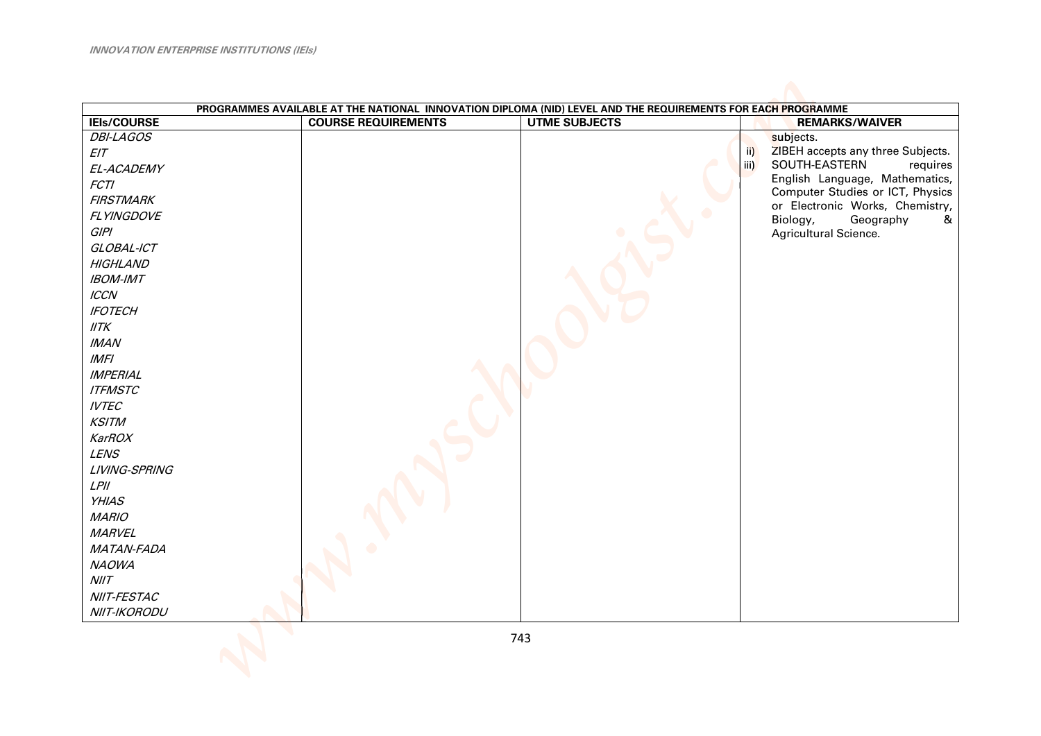| PROGRAMMES AVAILABLE AT THE NATIONAL INNOVATION DIPLOMA (NID) LEVEL AND THE REQUIREMENTS FOR EACH PROGRAMME | | | |
|---|---|---|---|
| **IEIs/COURSE** | **COURSE REQUIREMENTS** | **UTME SUBJECTS** | **REMARKS/WAIVER** |
| *DBI-LAGOS* | | | subjects. |
| *EIT* | | | ii) ZIBEH accepts any three Subjects. |
| *EL-ACADEMY* | | | iii) SOUTH-EASTERN requires English Language, Mathematics, Computer Studies or ICT, Physics or Electronic Works, Chemistry, Biology, Geography & Agricultural Science. |
| *FCTI* | | | |
| *FIRSTMARK* | | | |
| *FLYINGDOVE* | | | |
| *GIPI* | | | |
| *GLOBAL-ICT* | | | |
| *HIGHLAND* | | | |
| *IBOM-IMT* | | | |
| *ICCN* | | | |
| *IFOTECH* | | | |
| *IITK* | | | |
| *IMAN* | | | |
| *IMFI* | | | |
| *IMPERIAL* | | | |
| *ITFMSTC* | | | |
| *IVTEC* | | | |
| *KSITM* | | | |
| *KarROX* | | | |
| *LENS* | | | |
| *LIVING-SPRING* | | | |
| *LPII* | | | |
| *YHIAS* | | | |
| *MARIO* | | | |
| *MARVEL* | | | |
| *MATAN-FADA* | | | |
| *NAOWA* | | | |
| *NIIT* | | | |
| *NIIT-FESTAC* | | | |
| *NIIT-IKORODU* | | | |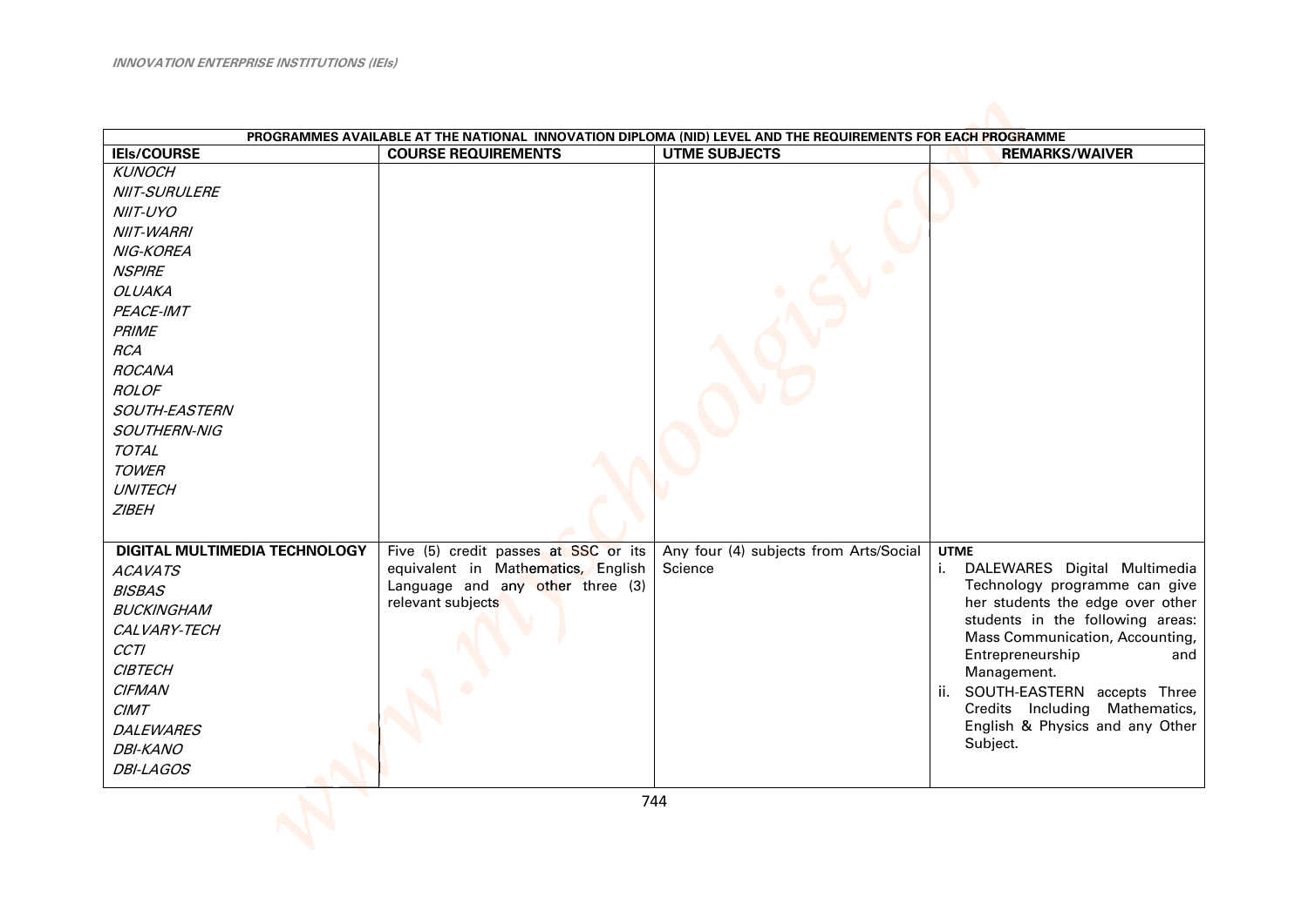| PROGRAMMES AVAILABLE AT THE NATIONAL INNOVATION DIPLOMA (NID) LEVEL AND THE REQUIREMENTS FOR EACH PROGRAMME | | | |
|---|---|---|---|
| **IEIs/COURSE** | **COURSE REQUIREMENTS** | **UTME SUBJECTS** | **REMARKS/WAIVER** |
| *KUNOCH*<br>*NIIT-SURULERE*<br>*NIIT-UYO*<br>*NIIT-WARRI*<br>*NIG-KOREA*<br>*NSPIRE*<br>*OLUAKA*<br>*PEACE-IMT*<br>*PRIME*<br>*RCA*<br>*ROCANA*<br>*ROLOF*<br>*SOUTH-EASTERN*<br>*SOUTHERN-NIG*<br>*TOTAL*<br>*TOWER*<br>*UNITECH*<br>*ZIBEH* | | | |
| **DIGITAL MULTIMEDIA TECHNOLOGY**<br>*ACAVATS*<br>*BISBAS*<br>*BUCKINGHAM*<br>*CALVARY-TECH*<br>*CCTI*<br>*CIBTECH*<br>*CIFMAN*<br>*CIMT*<br>*DALEWARES*<br>*DBI-KANO*<br>*DBI-LAGOS* | Five (5) credit passes at SSC or its equivalent in Mathematics, English Language and any other three (3) relevant subjects | Any four (4) subjects from Arts/Social Science | **UTME**<br>i. DALEWARES Digital Multimedia Technology programme can give her students the edge over other students in the following areas: Mass Communication, Accounting, Entrepreneurship and Management.<br>ii. SOUTH-EASTERN accepts Three Credits Including Mathematics, English & Physics and any Other Subject. |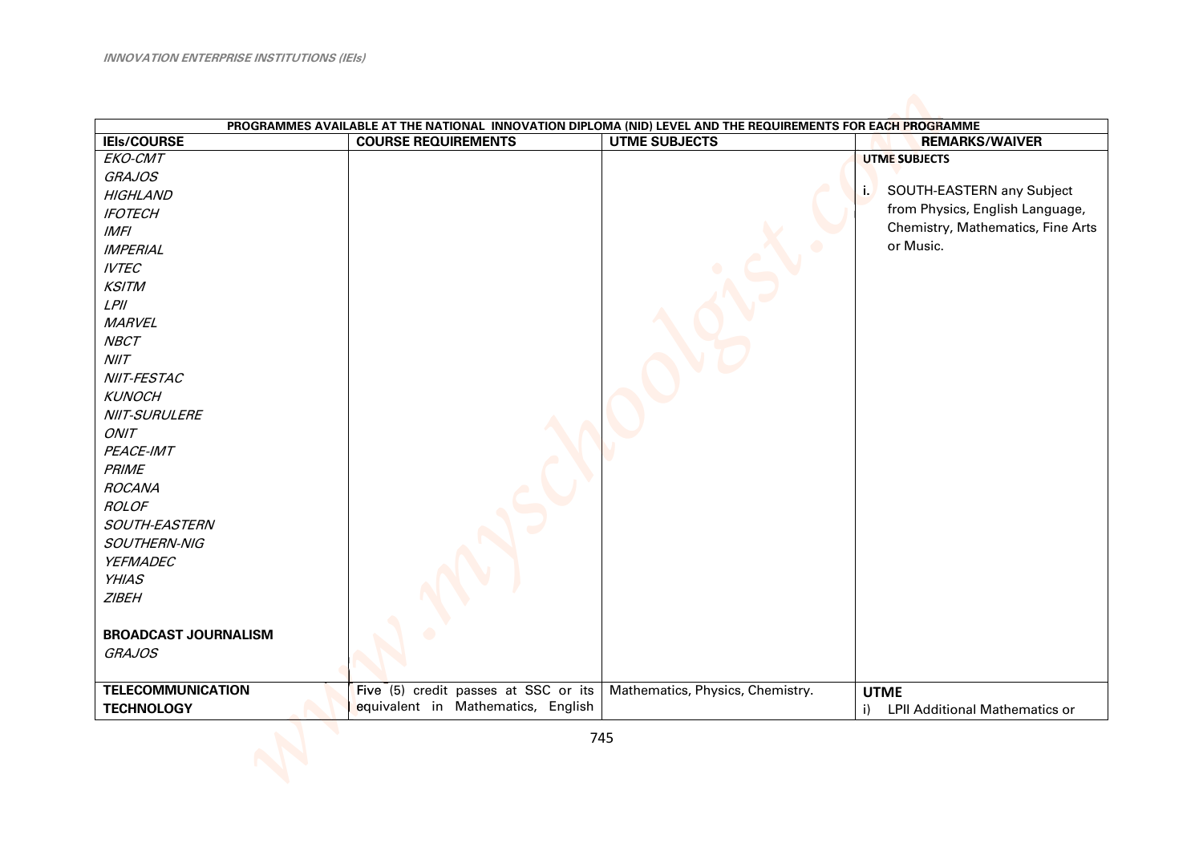| PROGRAMMES AVAILABLE AT THE NATIONAL INNOVATION DIPLOMA (NID) LEVEL AND THE REQUIREMENTS FOR EACH PROGRAMME | | | |
|---|---|---|---|
| **IEIs/COURSE** | **COURSE REQUIREMENTS** | **UTME SUBJECTS** | **REMARKS/WAIVER** |
| *EKO-CMT*<br>*GRAJOS*<br>*HIGHLAND*<br>*IFOTECH*<br>*IMFI*<br>*IMPERIAL*<br>*IVTEC*<br>*KSITM*<br>*LPII*<br>*MARVEL*<br>*NBCT*<br>*NIIT*<br>*NIIT-FESTAC*<br>*KUNOCH*<br>*NIIT-SURULERE*<br>*ONIT*<br>*PEACE-IMT*<br>*PRIME*<br>*ROCANA*<br>*ROLOF*<br>*SOUTH-EASTERN*<br>*SOUTHERN-NIG*<br>*YEFMADEC*<br>*YHIAS*<br>*ZIBEH*<br><br>**BROADCAST JOURNALISM**<br>*GRAJOS* | | | **UTME SUBJECTS**<br><br>i. SOUTH-EASTERN any Subject from Physics, English Language, Chemistry, Mathematics, Fine Arts or Music. |
| **TELECOMMUNICATION TECHNOLOGY** | Five (5) credit passes at SSC or its equivalent in Mathematics, English | Mathematics, Physics, Chemistry. | **UTME**<br>i) LPII Additional Mathematics or |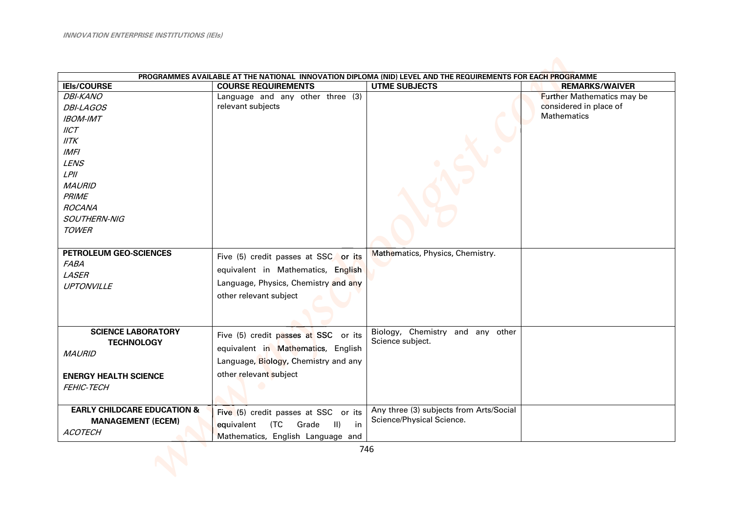| PROGRAMMES AVAILABLE AT THE NATIONAL INNOVATION DIPLOMA (NID) LEVEL AND THE REQUIREMENTS FOR EACH PROGRAMME | | | |
|---|---|---|---|
| **IEIs/COURSE** | **COURSE REQUIREMENTS** | **UTME SUBJECTS** | **REMARKS/WAIVER** |
| *DBI-KANO*<br>*DBI-LAGOS*<br>*IBOM-IMT*<br>*IICT*<br>*IITK*<br>*IMFI*<br>*LENS*<br>*LPII*<br>*MAURID*<br>*PRIME*<br>*ROCANA*<br>*SOUTHERN-NIG*<br>*TOWER* | Language and any other three (3) relevant subjects | | Further Mathematics may be considered in place of Mathematics |
| **PETROLEUM GEO-SCIENCES**<br>*FABA*<br>*LASER*<br>*UPTONVILLE* | Five (5) credit passes at SSC or its equivalent in Mathematics, English Language, Physics, Chemistry and any other relevant subject | Mathematics, Physics, Chemistry. | |
| **SCIENCE LABORATORY TECHNOLOGY**<br>*MAURID*<br><br>**ENERGY HEALTH SCIENCE**<br>*FEHIC-TECH* | Five (5) credit passes at SSC or its equivalent in Mathematics, English Language, Biology, Chemistry and any other relevant subject | Biology, Chemistry and any other Science subject. | |
| **EARLY CHILDCARE EDUCATION & MANAGEMENT (ECEM)**<br>*ACOTECH* | Five (5) credit passes at SSC or its equivalent (TC Grade II) in Mathematics, English Language and | Any three (3) subjects from Arts/Social Science/Physical Science. | |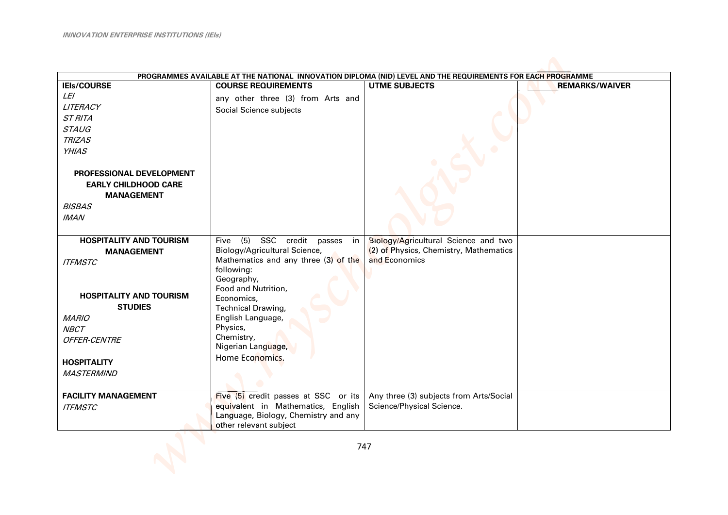| PROGRAMMES AVAILABLE AT THE NATIONAL INNOVATION DIPLOMA (NID) LEVEL AND THE REQUIREMENTS FOR EACH PROGRAMME | | | |
|---|---|---|---|
| **IEIs/COURSE** | **COURSE REQUIREMENTS** | **UTME SUBJECTS** | **REMARKS/WAIVER** |
| *LEI*<br>*LITERACY*<br>*ST RITA*<br>*STAUG*<br>*TRIZAS*<br>*YHIAS*<br><br>**PROFESSIONAL DEVELOPMENT EARLY CHILDHOOD CARE MANAGEMENT**<br>*BISBAS*<br>*IMAN* | any other three (3) from Arts and Social Science subjects | | |
| **HOSPITALITY AND TOURISM MANAGEMENT**<br>*ITFMSTC*<br><br>**HOSPITALITY AND TOURISM STUDIES**<br>*MARIO*<br>*NBCT*<br>*OFFER-CENTRE*<br><br>**HOSPITALITY**<br>*MASTERMIND* | Five (5) SSC credit passes in Biology/Agricultural Science, Mathematics and any three (3) of the following: Geography, Food and Nutrition, Economics, Technical Drawing, English Language, Physics, Chemistry, Nigerian Language, Home Economics. | Biology/Agricultural Science and two (2) of Physics, Chemistry, Mathematics and Economics | |
| **FACILITY MANAGEMENT**<br>*ITFMSTC* | Five (5) credit passes at SSC or its equivalent in Mathematics, English Language, Biology, Chemistry and any other relevant subject | Any three (3) subjects from Arts/Social Science/Physical Science. | |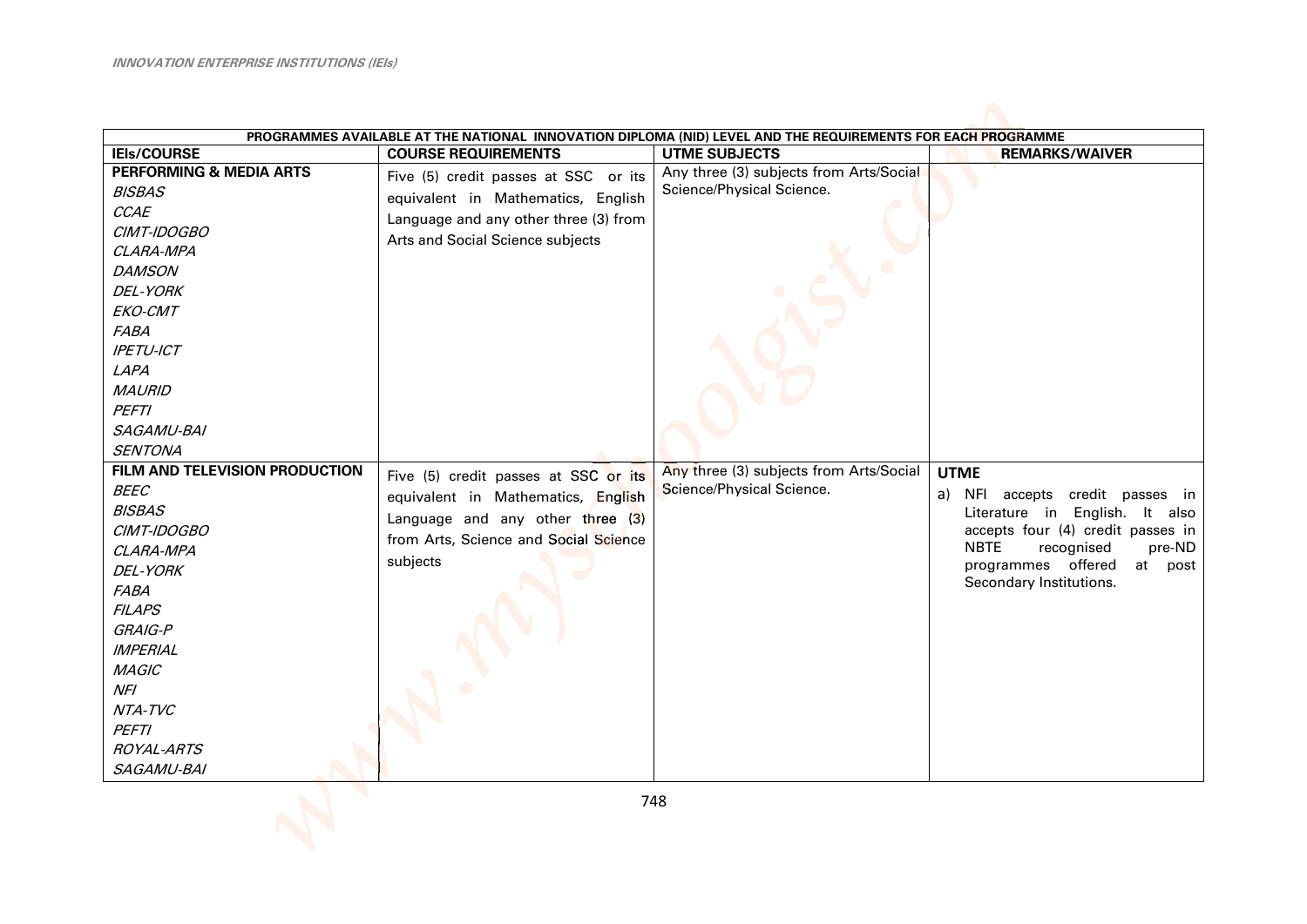| PROGRAMMES AVAILABLE AT THE NATIONAL INNOVATION DIPLOMA (NID) LEVEL AND THE REQUIREMENTS FOR EACH PROGRAMME | | | |
|---|---|---|---|
| **IEIs/COURSE** | **COURSE REQUIREMENTS** | **UTME SUBJECTS** | **REMARKS/WAIVER** |
| **PERFORMING & MEDIA ARTS**<br>*BISBAS*<br>*CCAE*<br>*CIMT-IDOGBO*<br>*CLARA-MPA*<br>*DAMSON*<br>*DEL-YORK*<br>*EKO-CMT*<br>*FABA*<br>*IPETU-ICT*<br>*LAPA*<br>*MAURID*<br>*PEFTI*<br>*SAGAMU-BAI*<br>*SENTONA* | Five (5) credit passes at SSC or its equivalent in Mathematics, English Language and any other three (3) from Arts and Social Science subjects | Any three (3) subjects from Arts/Social Science/Physical Science. | |
| **FILM AND TELEVISION PRODUCTION**<br>*BEEC*<br>*BISBAS*<br>*CIMT-IDOGBO*<br>*CLARA-MPA*<br>*DEL-YORK*<br>*FABA*<br>*FILAPS*<br>*GRAIG-P*<br>*IMPERIAL*<br>*MAGIC*<br>*NFI*<br>*NTA-TVC*<br>*PEFTI*<br>*ROYAL-ARTS*<br>*SAGAMU-BAI* | Five (5) credit passes at SSC or its equivalent in Mathematics, English Language and any other three (3) from Arts, Science and Social Science subjects | Any three (3) subjects from Arts/Social Science/Physical Science. | **UTME**<br>a) NFI accepts credit passes in Literature in English. It also accepts four (4) credit passes in NBTE recognised pre-ND programmes offered at post Secondary Institutions. |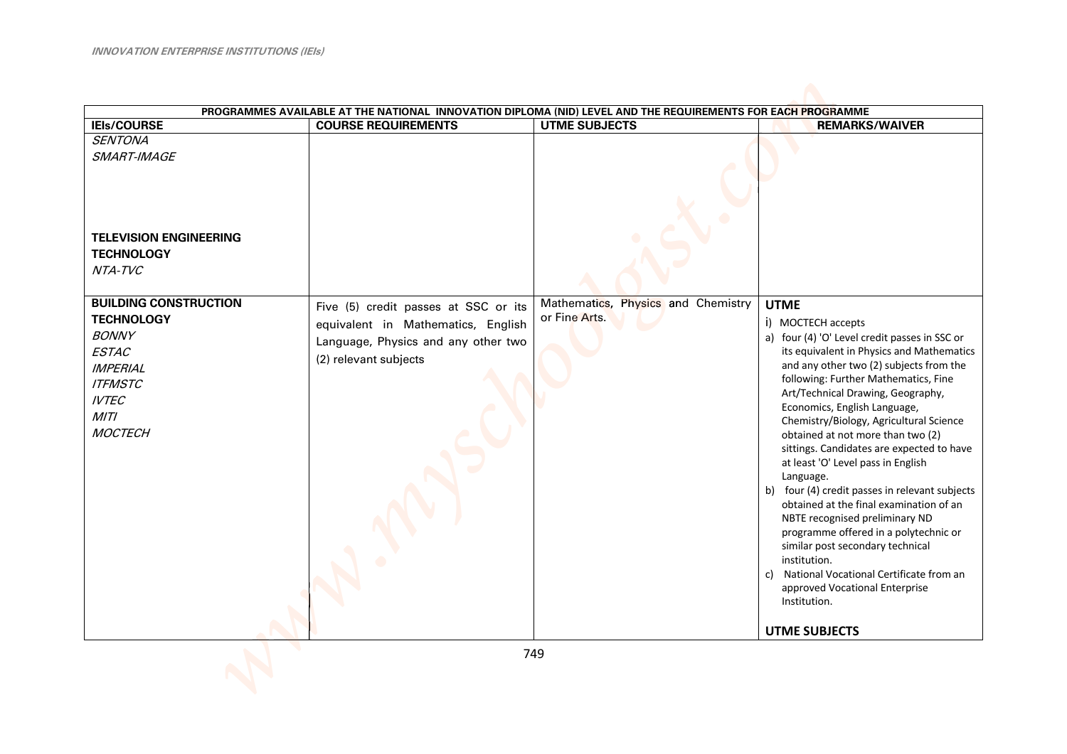| PROGRAMMES AVAILABLE AT THE NATIONAL INNOVATION DIPLOMA (NID) LEVEL AND THE REQUIREMENTS FOR EACH PROGRAMME | | | |
|---|---|---|---|
| **IEIs/COURSE** | **COURSE REQUIREMENTS** | **UTME SUBJECTS** | **REMARKS/WAIVER** |
| *SENTONA*<br>*SMART-IMAGE*<br><br>**TELEVISION ENGINEERING TECHNOLOGY**<br>*NTA-TVC* | | | |
| **BUILDING CONSTRUCTION TECHNOLOGY**<br>*BONNY*<br>*ESTAC*<br>*IMPERIAL*<br>*ITFMSTC*<br>*IVTEC*<br>*MITI*<br>*MOCTECH* | Five (5) credit passes at SSC or its equivalent in Mathematics, English Language, Physics and any other two (2) relevant subjects | Mathematics, Physics and Chemistry or Fine Arts. | **UTME**<br>i) MOCTECH accepts<br>a) four (4) 'O' Level credit passes in SSC or its equivalent in Physics and Mathematics and any other two (2) subjects from the following: Further Mathematics, Fine Art/Technical Drawing, Geography, Economics, English Language, Chemistry/Biology, Agricultural Science obtained at not more than two (2) sittings. Candidates are expected to have at least 'O' Level pass in English Language.<br>b) four (4) credit passes in relevant subjects obtained at the final examination of an NBTE recognised preliminary ND programme offered in a polytechnic or similar post secondary technical institution.<br>c) National Vocational Certificate from an approved Vocational Enterprise Institution.<br><br>**UTME SUBJECTS** |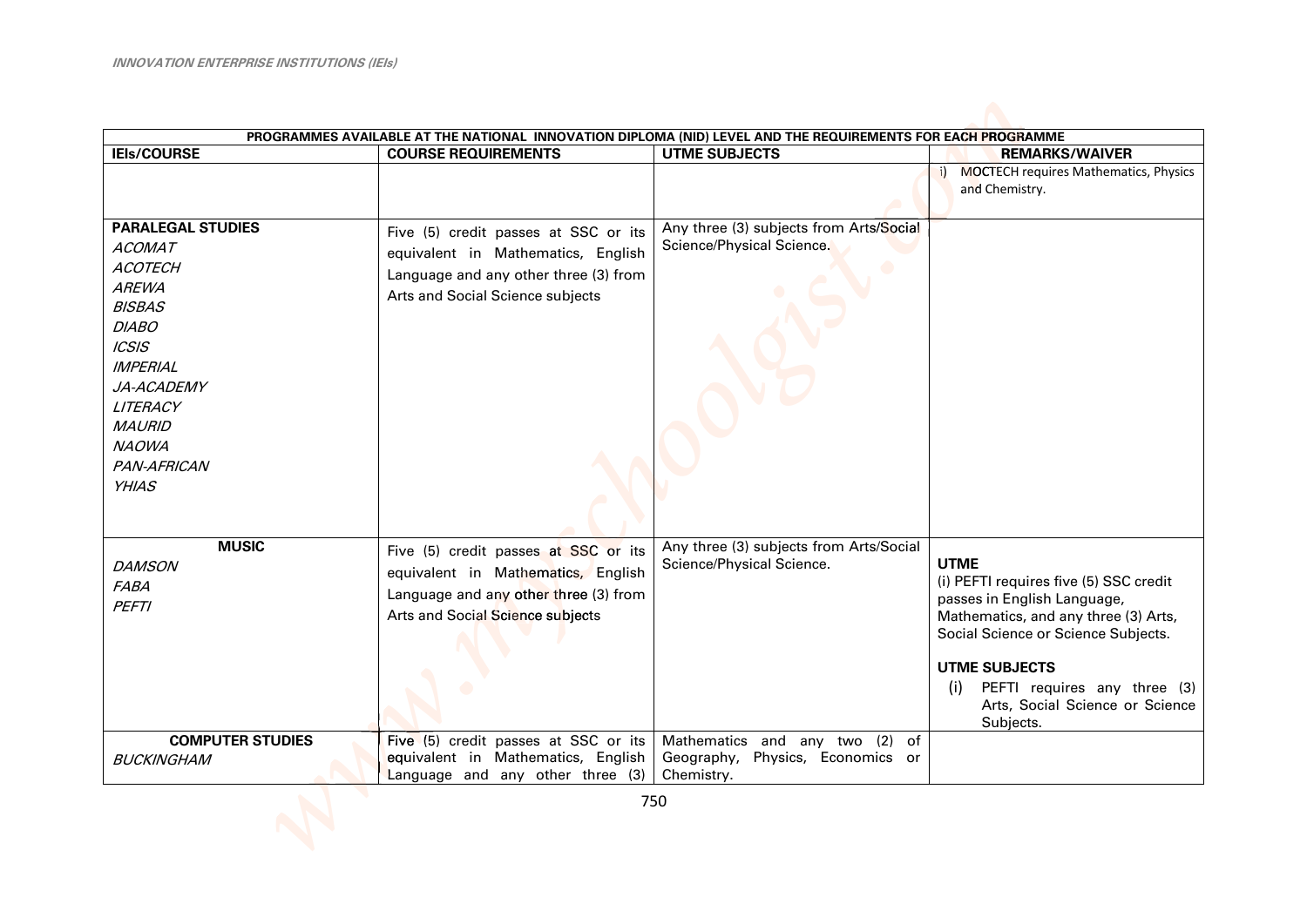| PROGRAMMES AVAILABLE AT THE NATIONAL INNOVATION DIPLOMA (NID) LEVEL AND THE REQUIREMENTS FOR EACH PROGRAMME | | | |
|---|---|---|---|
| **IEIs/COURSE** | **COURSE REQUIREMENTS** | **UTME SUBJECTS** | **REMARKS/WAIVER** |
| | | | i) MOCTECH requires Mathematics, Physics and Chemistry. |
| **PARALEGAL STUDIES**<br>*ACOMAT*<br>*ACOTECH*<br>*AREWA*<br>*BISBAS*<br>*DIABO*<br>*ICSIS*<br>*IMPERIAL*<br>*JA-ACADEMY*<br>*LITERACY*<br>*MAURID*<br>*NAOWA*<br>*PAN-AFRICAN*<br>*YHIAS* | Five (5) credit passes at SSC or its equivalent in Mathematics, English Language and any other three (3) from Arts and Social Science subjects | Any three (3) subjects from Arts/Social Science/Physical Science. | |
| **MUSIC**<br>*DAMSON*<br>*FABA*<br>*PEFTI* | Five (5) credit passes at SSC or its equivalent in Mathematics, English Language and any other three (3) from Arts and Social Science subjects | Any three (3) subjects from Arts/Social Science/Physical Science. | **UTME**<br>(i) PEFTI requires five (5) SSC credit passes in English Language, Mathematics, and any three (3) Arts, Social Science or Science Subjects.<br><br>**UTME SUBJECTS**<br>(i) PEFTI requires any three (3) Arts, Social Science or Science Subjects. |
| **COMPUTER STUDIES**<br>*BUCKINGHAM* | Five (5) credit passes at SSC or its equivalent in Mathematics, English Language and any other three (3) | Mathematics and any two (2) of Geography, Physics, Economics or Chemistry. | |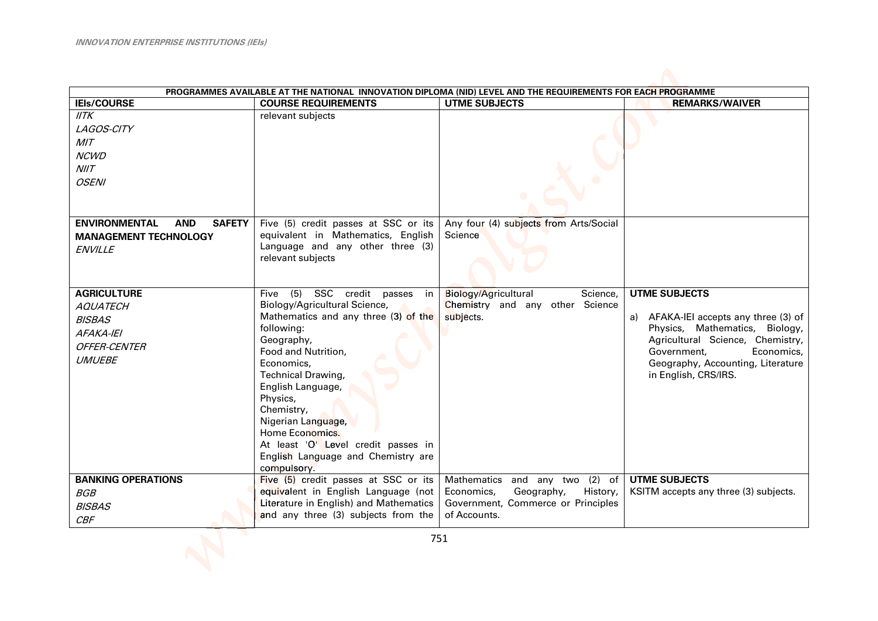| PROGRAMMES AVAILABLE AT THE NATIONAL INNOVATION DIPLOMA (NID) LEVEL AND THE REQUIREMENTS FOR EACH PROGRAMME | | | |
|---|---|---|---|
| **IEIs/COURSE** | **COURSE REQUIREMENTS** | **UTME SUBJECTS** | **REMARKS/WAIVER** |
| *IITK*<br>*LAGOS-CITY*<br>*MIT*<br>*NCWD*<br>*NIIT*<br>*OSENI* | relevant subjects | | |
| **ENVIRONMENTAL AND SAFETY MANAGEMENT TECHNOLOGY**<br>*ENVILLE* | Five (5) credit passes at SSC or its equivalent in Mathematics, English Language and any other three (3) relevant subjects | Any four (4) subjects from Arts/Social Science | |
| **AGRICULTURE**<br>*AQUATECH*<br>*BISBAS*<br>*AFAKA-IEI*<br>*OFFER-CENTER*<br>*UMUEBE* | Five (5) SSC credit passes in Biology/Agricultural Science, Mathematics and any three (3) of the following:<br>Geography,<br>Food and Nutrition,<br>Economics,<br>Technical Drawing,<br>English Language,<br>Physics,<br>Chemistry,<br>Nigerian Language,<br>Home Economics.<br>At least 'O' Level credit passes in English Language and Chemistry are compulsory. | Biology/Agricultural Science, Chemistry and any other Science subjects. | **UTME SUBJECTS**<br>a) AFAKA-IEI accepts any three (3) of Physics, Mathematics, Biology, Agricultural Science, Chemistry, Government, Economics, Geography, Accounting, Literature in English, CRS/IRS. |
| **BANKING OPERATIONS**<br>*BGB*<br>*BISBAS*<br>*CBF* | Five (5) credit passes at SSC or its equivalent in English Language (not Literature in English) and Mathematics and any three (3) subjects from the | Mathematics and any two (2) of Economics, Geography, History, Government, Commerce or Principles of Accounts. | **UTME SUBJECTS**<br>KSITM accepts any three (3) subjects. |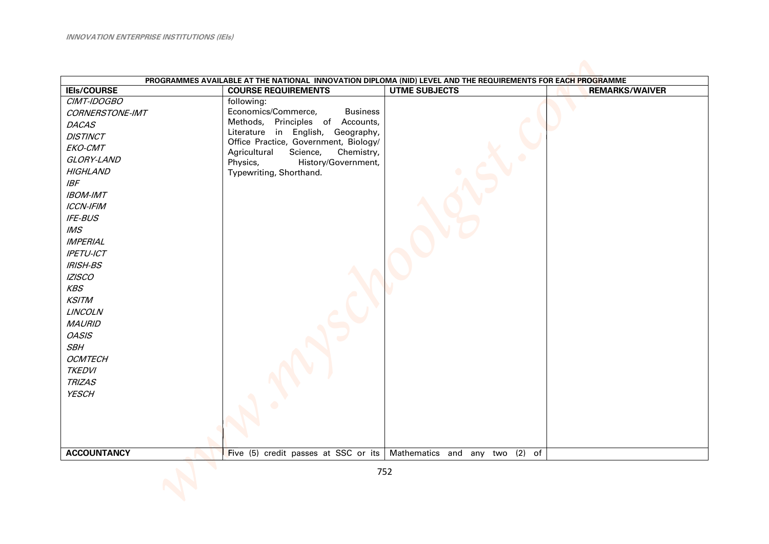| PROGRAMMES AVAILABLE AT THE NATIONAL INNOVATION DIPLOMA (NID) LEVEL AND THE REQUIREMENTS FOR EACH PROGRAMME | | | |
|---|---|---|---|
| **IEIs/COURSE** | **COURSE REQUIREMENTS** | **UTME SUBJECTS** | **REMARKS/WAIVER** |
| *CIMT-IDOGBO*<br>*CORNERSTONE-IMT*<br>*DACAS*<br>*DISTINCT*<br>*EKO-CMT*<br>*GLORY-LAND*<br>*HIGHLAND*<br>*IBF*<br>*IBOM-IMT*<br>*ICCN-IFIM*<br>*IFE-BUS*<br>*IMS*<br>*IMPERIAL*<br>*IPETU-ICT*<br>*IRISH-BS*<br>*IZISCO*<br>*KBS*<br>*KSITM*<br>*LINCOLN*<br>*MAURID*<br>*OASIS*<br>*SBH*<br>*OCMTECH*<br>*TKEDVI*<br>*TRIZAS*<br>*YESCH* | following:<br>Economics/Commerce, Business Methods, Principles of Accounts, Literature in English, Geography, Office Practice, Government, Biology/ Agricultural Science, Chemistry, Physics, History/Government, Typewriting, Shorthand. | | |
| **ACCOUNTANCY** | Five (5) credit passes at SSC or its | Mathematics and any two (2) of | |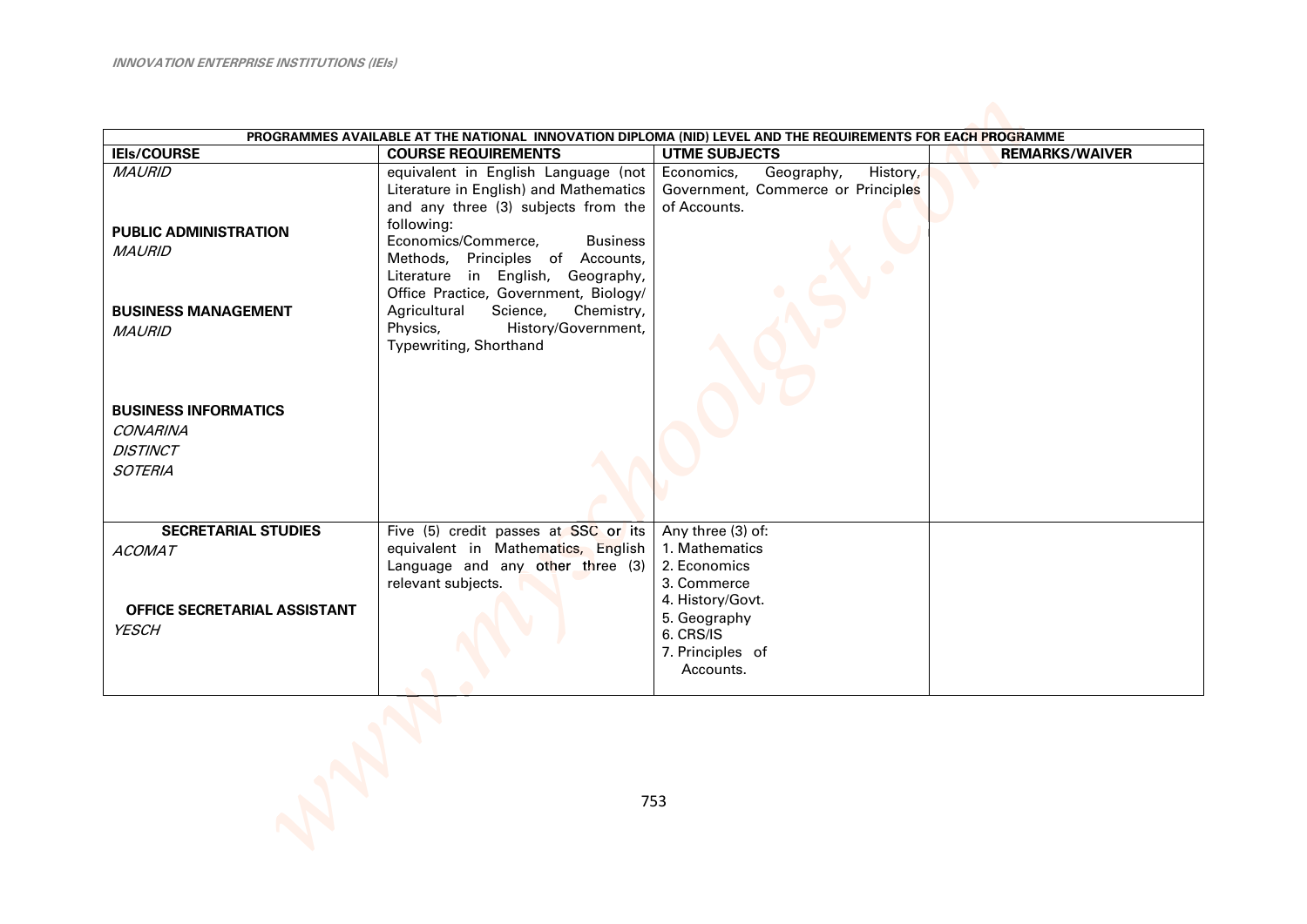| PROGRAMMES AVAILABLE AT THE NATIONAL INNOVATION DIPLOMA (NID) LEVEL AND THE REQUIREMENTS FOR EACH PROGRAMME | | | |
|---|---|---|---|
| **IEIs/COURSE** | **COURSE REQUIREMENTS** | **UTME SUBJECTS** | **REMARKS/WAIVER** |
| *MAURID*<br><br>**PUBLIC ADMINISTRATION**<br>*MAURID*<br><br>**BUSINESS MANAGEMENT**<br>*MAURID*<br><br>**BUSINESS INFORMATICS**<br>*CONARINA*<br>*DISTINCT*<br>*SOTERIA* | equivalent in English Language (not Literature in English) and Mathematics and any three (3) subjects from the following:<br>Economics/Commerce, Business Methods, Principles of Accounts, Literature in English, Geography, Office Practice, Government, Biology/ Agricultural Science, Chemistry, Physics, History/Government, Typewriting, Shorthand | Economics, Geography, History, Government, Commerce or Principles of Accounts. | |
| **SECRETARIAL STUDIES**<br>*ACOMAT*<br><br>**OFFICE SECRETARIAL ASSISTANT**<br>*YESCH* | Five (5) credit passes at SSC or its equivalent in Mathematics, English Language and any other three (3) relevant subjects. | Any three (3) of:<br>1. Mathematics<br>2. Economics<br>3. Commerce<br>4. History/Govt.<br>5. Geography<br>6. CRS/IS<br>7. Principles of Accounts. | |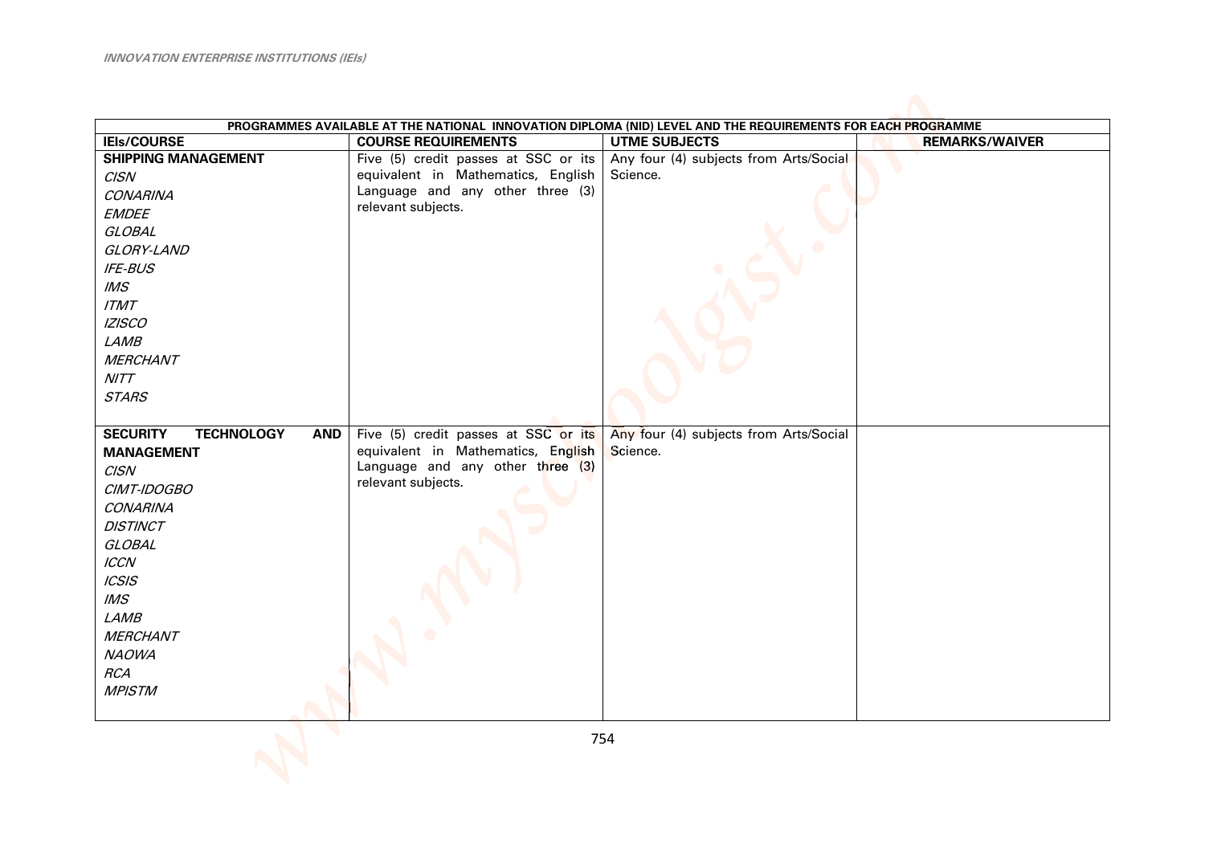| PROGRAMMES AVAILABLE AT THE NATIONAL INNOVATION DIPLOMA (NID) LEVEL AND THE REQUIREMENTS FOR EACH PROGRAMME | | | |
|---|---|---|---|
| **IEIs/COURSE** | **COURSE REQUIREMENTS** | **UTME SUBJECTS** | **REMARKS/WAIVER** |
| **SHIPPING MANAGEMENT**<br>*CISN*<br>*CONARINA*<br>*EMDEE*<br>*GLOBAL*<br>*GLORY-LAND*<br>*IFE-BUS*<br>*IMS*<br>*ITMT*<br>*IZISCO*<br>*LAMB*<br>*MERCHANT*<br>*NITT*<br>*STARS* | Five (5) credit passes at SSC or its equivalent in Mathematics, English Language and any other three (3) relevant subjects. | Any four (4) subjects from Arts/Social Science. | |
| **SECURITY TECHNOLOGY AND MANAGEMENT**<br>*CISN*<br>*CIMT-IDOGBO*<br>*CONARINA*<br>*DISTINCT*<br>*GLOBAL*<br>*ICCN*<br>*ICSIS*<br>*IMS*<br>*LAMB*<br>*MERCHANT*<br>*NAOWA*<br>*RCA*<br>*MPISTM* | Five (5) credit passes at SSC or its equivalent in Mathematics, English Language and any other three (3) relevant subjects. | Any four (4) subjects from Arts/Social Science. | |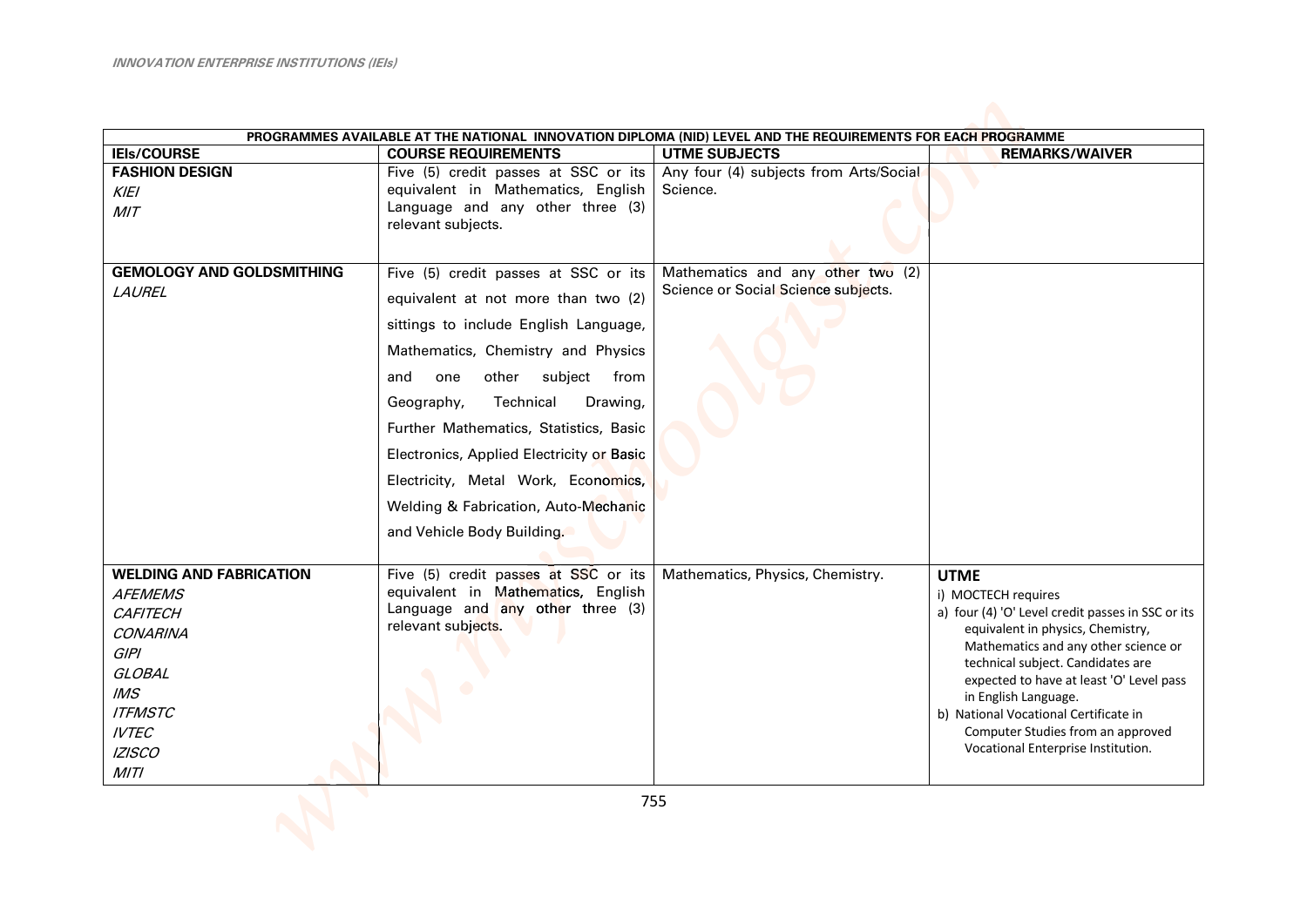*INNOVATION ENTERPRISE INSTITUTIONS (IEIs)*

| PROGRAMMES AVAILABLE AT THE NATIONAL INNOVATION DIPLOMA (NID) LEVEL AND THE REQUIREMENTS FOR EACH PROGRAMME | | | |
|---|---|---|---|
| **IEIs/COURSE** | **COURSE REQUIREMENTS** | **UTME SUBJECTS** | **REMARKS/WAIVER** |
| **FASHION DESIGN**<br>*KIEI*<br>*MIT* | Five (5) credit passes at SSC or its equivalent in Mathematics, English Language and any other three (3) relevant subjects. | Any four (4) subjects from Arts/Social Science. | |
| **GEMOLOGY AND GOLDSMITHING**<br>*LAUREL* | Five (5) credit passes at SSC or its equivalent at not more than two (2) sittings to include English Language, Mathematics, Chemistry and Physics and one other subject from Geography, Technical Drawing, Further Mathematics, Statistics, Basic Electronics, Applied Electricity or Basic Electricity, Metal Work, Economics, Welding & Fabrication, Auto-Mechanic and Vehicle Body Building. | Mathematics and any other two (2) Science or Social Science subjects. | |
| **WELDING AND FABRICATION**<br>*AFEMEMS*<br>*CAFITECH*<br>*CONARINA*<br>*GIPI*<br>*GLOBAL*<br>*IMS*<br>*ITFMSTC*<br>*IVTEC*<br>*IZISCO*<br>*MITI* | Five (5) credit passes at SSC or its equivalent in Mathematics, English Language and any other three (3) relevant subjects. | Mathematics, Physics, Chemistry. | **UTME**<br>i) MOCTECH requires<br>a) four (4) 'O' Level credit passes in SSC or its equivalent in physics, Chemistry, Mathematics and any other science or technical subject. Candidates are expected to have at least 'O' Level pass in English Language.<br>b) National Vocational Certificate in Computer Studies from an approved Vocational Enterprise Institution. |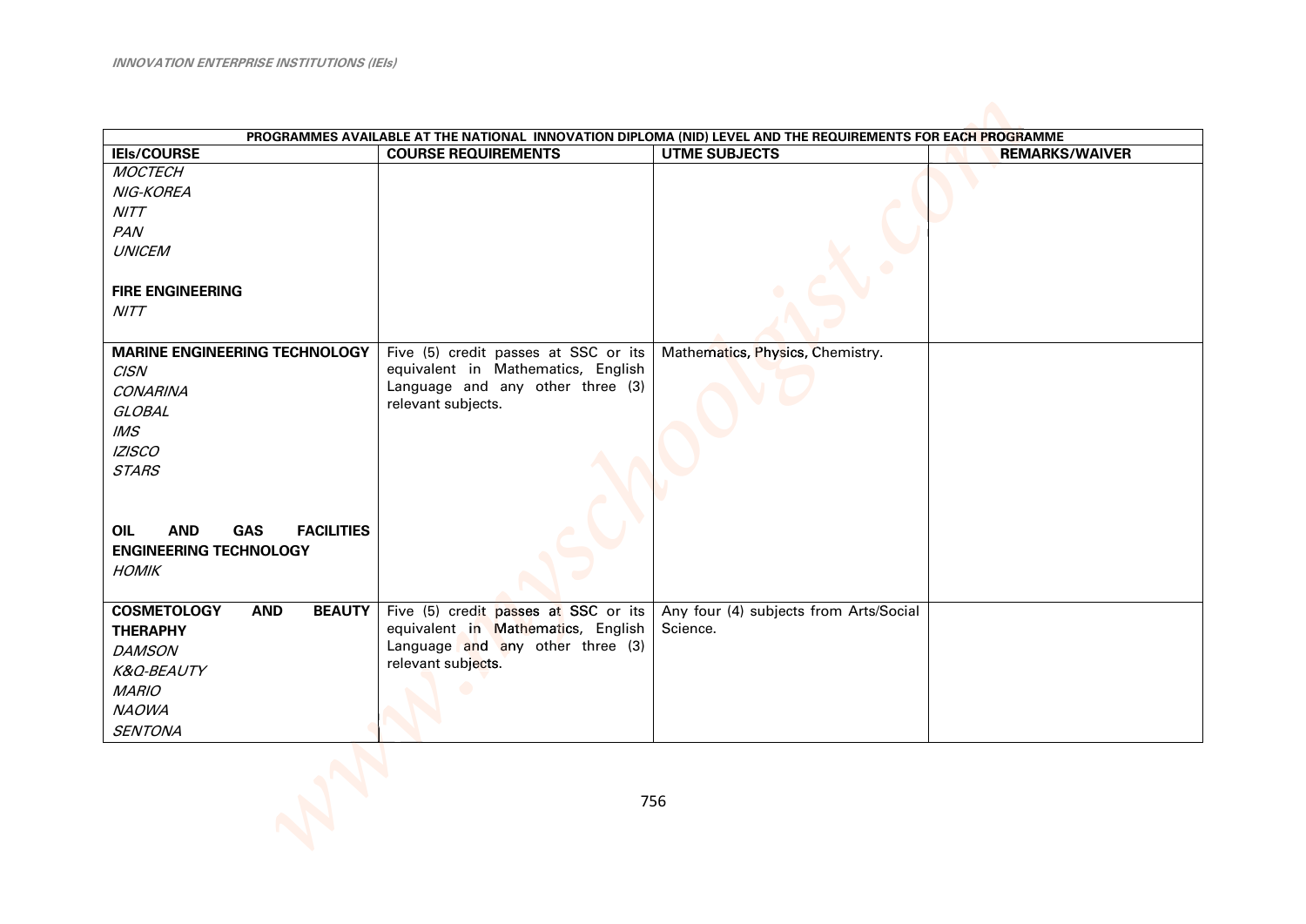| PROGRAMMES AVAILABLE AT THE NATIONAL INNOVATION DIPLOMA (NID) LEVEL AND THE REQUIREMENTS FOR EACH PROGRAMME | | | |
|---|---|---|---|
| **IEIs/COURSE** | **COURSE REQUIREMENTS** | **UTME SUBJECTS** | **REMARKS/WAIVER** |
| *MOCTECH*<br>*NIG-KOREA*<br>*NITT*<br>*PAN*<br>*UNICEM*<br><br>**FIRE ENGINEERING**<br>*NITT* | | | |
| **MARINE ENGINEERING TECHNOLOGY**<br>*CISN*<br>*CONARINA*<br>*GLOBAL*<br>*IMS*<br>*IZISCO*<br>*STARS*<br><br>**OIL AND GAS FACILITIES ENGINEERING TECHNOLOGY**<br>*HOMIK* | Five (5) credit passes at SSC or its equivalent in Mathematics, English Language and any other three (3) relevant subjects. | Mathematics, Physics, Chemistry. | |
| **COSMETOLOGY AND BEAUTY THERAPHY**<br>*DAMSON*<br>*K&Q-BEAUTY*<br>*MARIO*<br>*NAOWA*<br>*SENTONA* | Five (5) credit passes at SSC or its equivalent in Mathematics, English Language and any other three (3) relevant subjects. | Any four (4) subjects from Arts/Social Science. | |